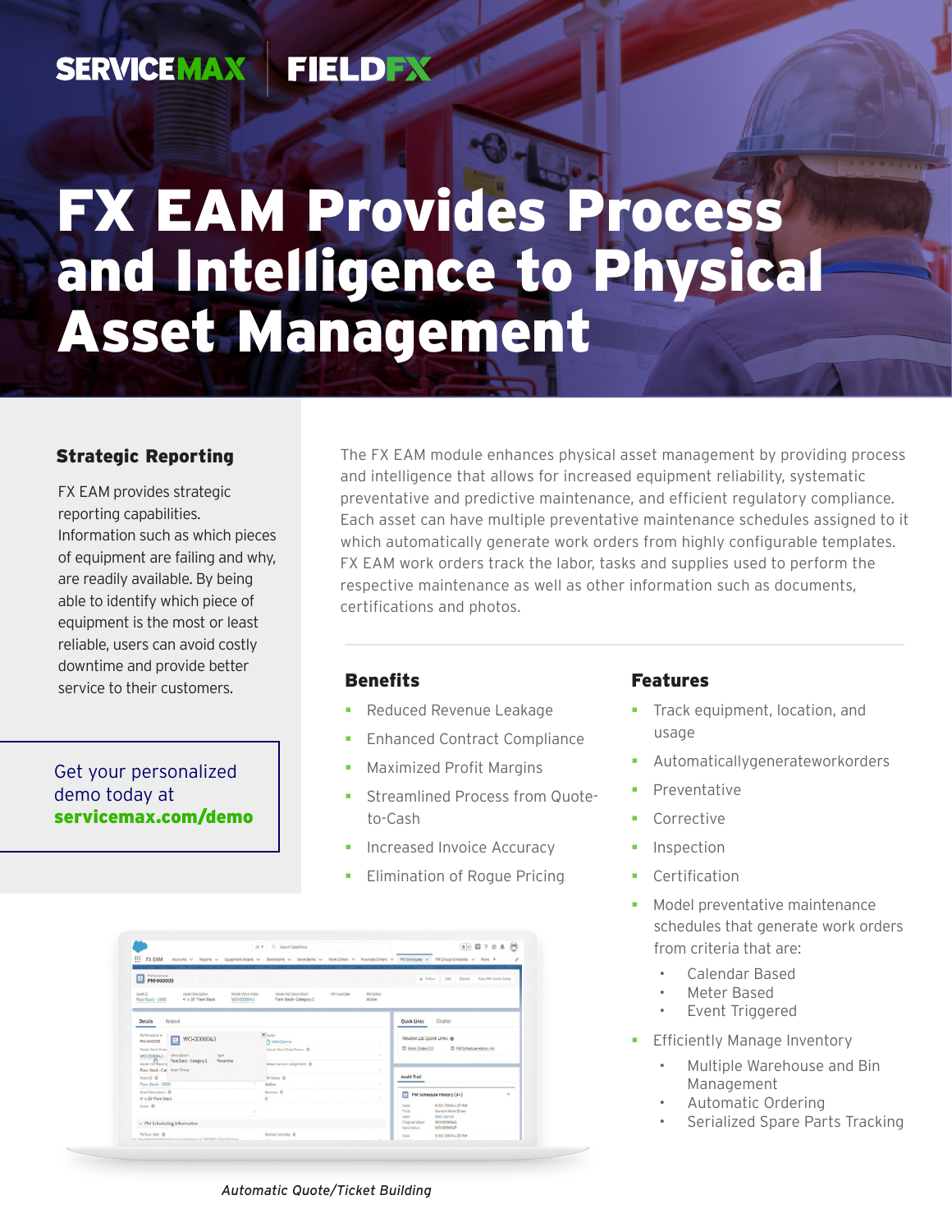SERVICEMAX | FIELDFX

# FX EAM Provides Process and Intelligence to Physical Asset Management

The FX EAM module enhances physical asset management by providing process and intelligence that allows for increased equipment reliability, systematic preventative and predictive maintenance, and efficient regulatory compliance. Each asset can have multiple preventative maintenance schedules assigned to it which automatically generate work orders from highly configurable templates. FX EAM work orders track the labor, tasks and supplies used to perform the respective maintenance as well as other information such as documents, certifications and photos.

## Strategic Reporting

FX EAM provides strategic reporting capabilities. Information such as which pieces of equipment are failing and why, are readily available. By being able to identify which piece of equipment is the most or least reliable, users can avoid costly downtime and provide better service to their customers.

Get your personalized demo today at **servicemax.com/demo**

## Benefits

- Reduced Revenue Leakage
- Enhanced Contract Compliance
- Maximized Profit Margins
- Streamlined Process from Quote-to-Cash
- Increased Invoice Accuracy
- Elimination of Rogue Pricing

## Features

- Track equipment, location, and usage
- Automaticallygenerateworkorders
- Preventative
- Corrective
- Inspection
- Certification
- Model preventative maintenance schedules that generate work orders from criteria that are:
  - Calendar Based
  - Meter Based
  - Event Triggered
- Efficiently Manage Inventory
  - Multiple Warehouse and Bin Management
  - Automatic Ordering
  - Serialized Spare Parts Tracking

*Automatic Quote/Ticket Building*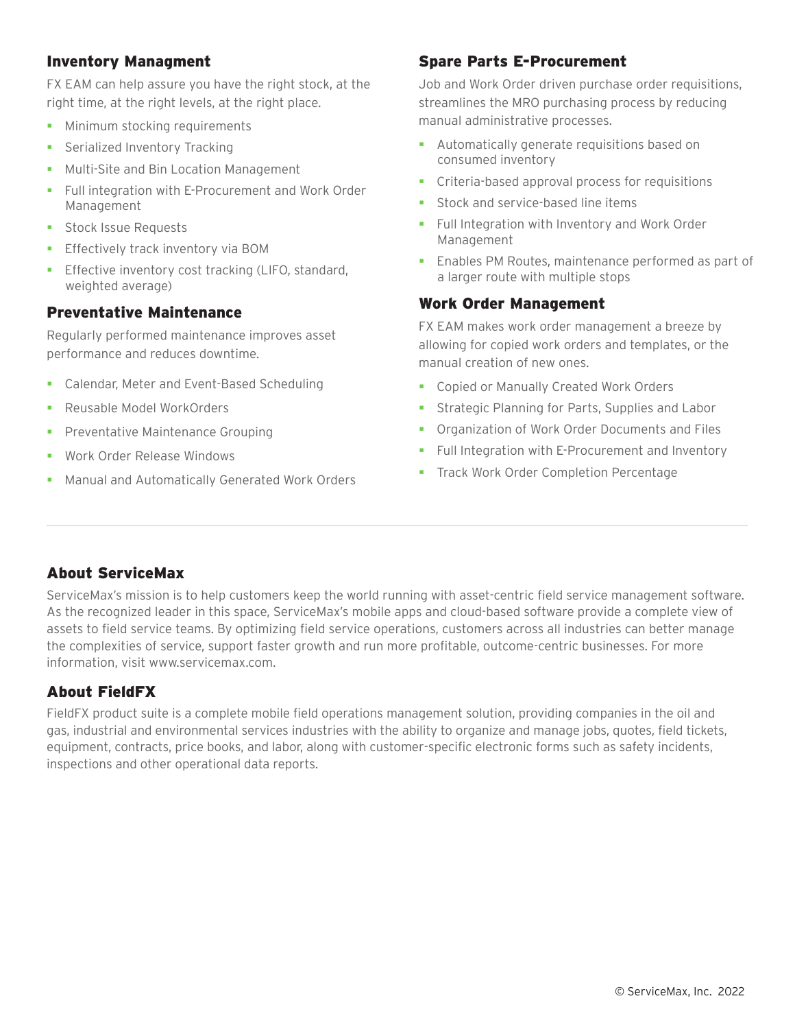## Inventory Managment

FX EAM can help assure you have the right stock, at the right time, at the right levels, at the right place.

- Minimum stocking requirements
- Serialized Inventory Tracking
- Multi-Site and Bin Location Management
- Full integration with E-Procurement and Work Order Management
- Stock Issue Requests
- Effectively track inventory via BOM
- Effective inventory cost tracking (LIFO, standard, weighted average)

## Preventative Maintenance

Regularly performed maintenance improves asset performance and reduces downtime.

- Calendar, Meter and Event-Based Scheduling
- Reusable Model WorkOrders
- Preventative Maintenance Grouping
- Work Order Release Windows
- Manual and Automatically Generated Work Orders

## Spare Parts E-Procurement

Job and Work Order driven purchase order requisitions, streamlines the MRO purchasing process by reducing manual administrative processes.

- Automatically generate requisitions based on consumed inventory
- Criteria-based approval process for requisitions
- Stock and service-based line items
- Full Integration with Inventory and Work Order Management
- Enables PM Routes, maintenance performed as part of a larger route with multiple stops

## Work Order Management

FX EAM makes work order management a breeze by allowing for copied work orders and templates, or the manual creation of new ones.

- Copied or Manually Created Work Orders
- Strategic Planning for Parts, Supplies and Labor
- Organization of Work Order Documents and Files
- Full Integration with E-Procurement and Inventory
- Track Work Order Completion Percentage

---

## About ServiceMax

ServiceMax's mission is to help customers keep the world running with asset-centric field service management software. As the recognized leader in this space, ServiceMax's mobile apps and cloud-based software provide a complete view of assets to field service teams. By optimizing field service operations, customers across all industries can better manage the complexities of service, support faster growth and run more profitable, outcome-centric businesses. For more information, visit www.servicemax.com.

## About FieldFX

FieldFX product suite is a complete mobile field operations management solution, providing companies in the oil and gas, industrial and environmental services industries with the ability to organize and manage jobs, quotes, field tickets, equipment, contracts, price books, and labor, along with customer-specific electronic forms such as safety incidents, inspections and other operational data reports.

© ServiceMax, Inc. 2022